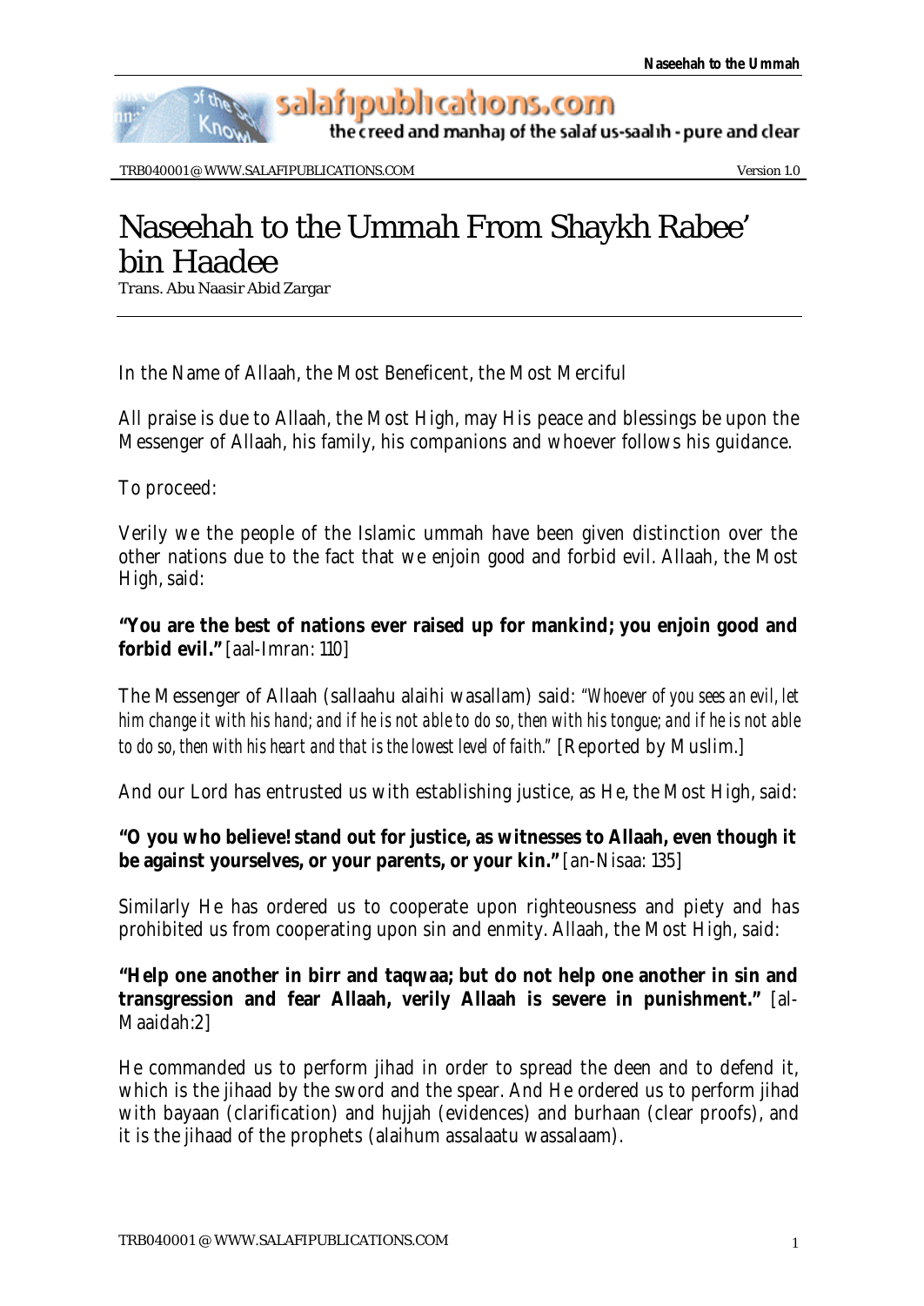# Naseehah to the Ummah From Shaykh Rabee' bin Haadee

Trans. Abu Naasir Abid Zargar

In the Name of Allaah, the Most Beneficent, the Most Merciful

All praise is due to Allaah, the Most High, may His peace and blessings be upon the Messenger of Allaah, his family, his companions and whoever follows his guidance.

To proceed:

Verily we the people of the Islamic ummah have been given distinction over the other nations due to the fact that we enjoin good and forbid evil. Allaah, the Most High, said:

**"You are the best of nations ever raised up for mankind; you enjoin good and forbid evil."** [aal-Imran: 110]

The Messenger of Allaah (sallaahu alaihi wasallam) said: *"Whoever of you sees an evil, let him change it with his hand; and if he is not able to do so, then with his tongue; and if he is not able to do so, then with his heart and that is the lowest level of faith."* [Reported by Muslim.]

And our Lord has entrusted us with establishing justice, as He, the Most High, said:

**"O you who believe! stand out for justice, as witnesses to Allaah, even though it be against yourselves, or your parents, or your kin."** [an-Nisaa: 135]

Similarly He has ordered us to cooperate upon righteousness and piety and has prohibited us from cooperating upon sin and enmity. Allaah, the Most High, said:

**"Help one another in birr and taqwaa; but do not help one another in sin and transgression and fear Allaah, verily Allaah is severe in punishment."** [al-Maaidah:2]

He commanded us to perform jihad in order to spread the deen and to defend it, which is the jihaad by the sword and the spear. And He ordered us to perform jihad with bayaan (clarification) and hujjah (evidences) and burhaan (clear proofs), and it is the jihaad of the prophets (alaihum assalaatu wassalaam).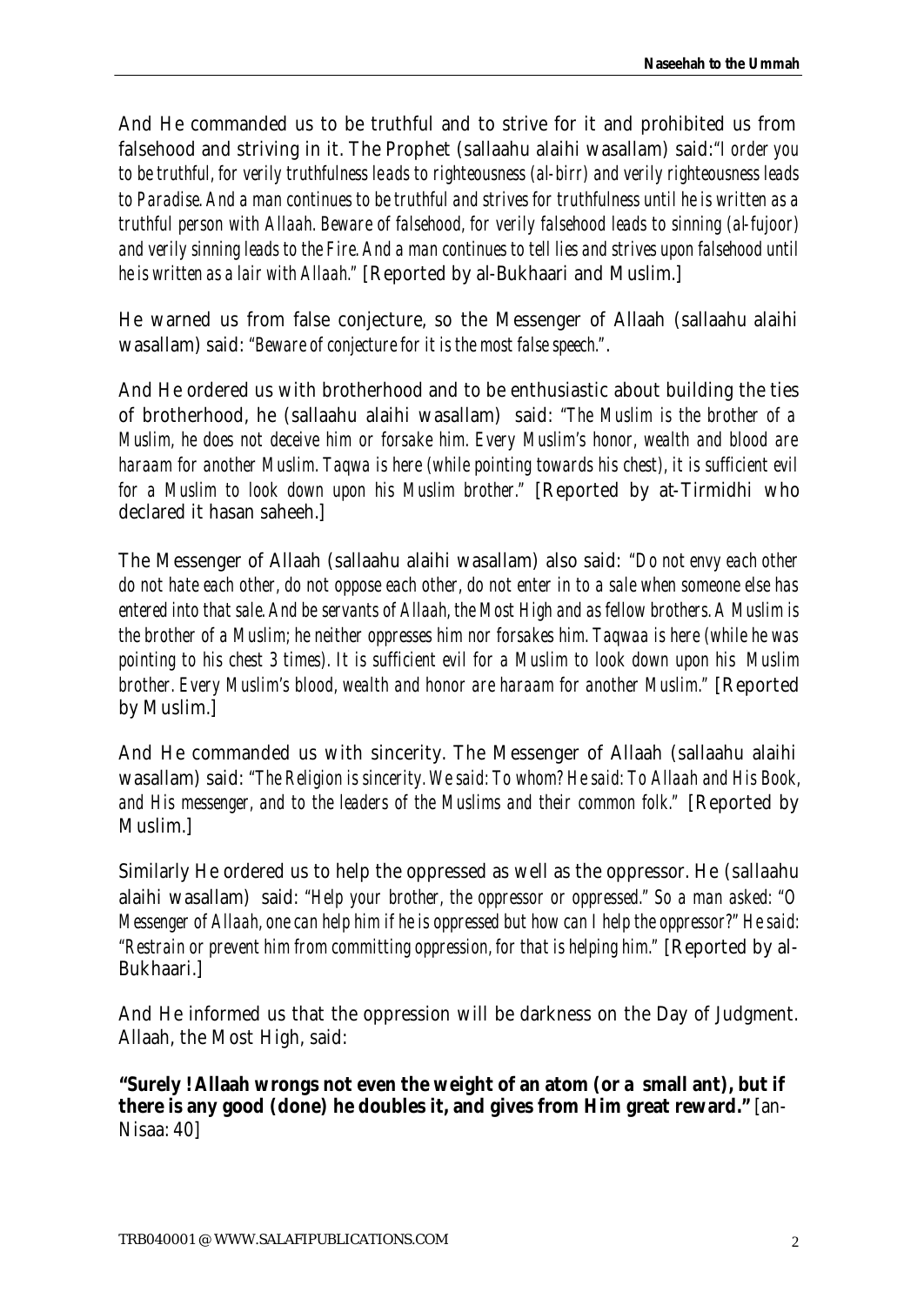And He commanded us to be truthful and to strive for it and prohibited us from falsehood and striving in it. The Prophet (sallaahu alaihi wasallam) said:*"I order you to be truthful, for verily truthfulness leads to righteousness (al-birr) and verily righteousness leads to Paradise. And a man continues to be truthful and strives for truthfulness until he is written as a truthful person with Allaah. Beware of falsehood, for verily falsehood leads to sinning (al-fujoor) and verily sinning leads to the Fire. And a man continues to tell lies and strives upon falsehood until he is written as a lair with Allaah."* [Reported by al-Bukhaari and Muslim.]

He warned us from false conjecture, so the Messenger of Allaah (sallaahu alaihi wasallam) said: *"Beware of conjecture for it is the most false speech."*.

And He ordered us with brotherhood and to be enthusiastic about building the ties of brotherhood, he (sallaahu alaihi wasallam) said: *"The Muslim is the brother of a Muslim, he does not deceive him or forsake him. Every Muslim's honor, wealth and blood are haraam for another Muslim. Taqwa is here (while pointing towards his chest), it is sufficient evil for a Muslim to look down upon his Muslim brother."* [Reported by at-Tirmidhi who declared it hasan saheeh.]

The Messenger of Allaah (sallaahu alaihi wasallam) also said: *"Do not envy each other do not hate each other, do not oppose each other, do not enter in to a sale when someone else has entered into that sale. And be servants of Allaah, the Most High and as fellow brothers. A Muslim is the brother of a Muslim; he neither oppresses him nor forsakes him. Taqwaa is here (while he was pointing to his chest 3 times). It is sufficient evil for a Muslim to look down upon his Muslim brother. Every Muslim's blood, wealth and honor are haraam for another Muslim."* [Reported by Muslim.]

And He commanded us with sincerity. The Messenger of Allaah (sallaahu alaihi wasallam) said: *"The Religion is sincerity. We said: To whom? He said: To Allaah and His Book, and His messenger, and to the leaders of the Muslims and their common folk."* [Reported by Muslim.]

Similarly He ordered us to help the oppressed as well as the oppressor. He (sallaahu alaihi wasallam) said: *"Help your brother, the oppressor or oppressed." So a man asked: "O Messenger of Allaah, one can help him if he is oppressed but how can I help the oppressor?" He said: "Restrain or prevent him from committing oppression, for that is helping him."* [Reported by al-Bukhaari.]

And He informed us that the oppression will be darkness on the Day of Judgment. Allaah, the Most High, said:

**"Surely ! Allaah wrongs not even the weight of an atom (or a small ant), but if there is any good (done) he doubles it, and gives from Him great reward."** [an-Nisaa: 40]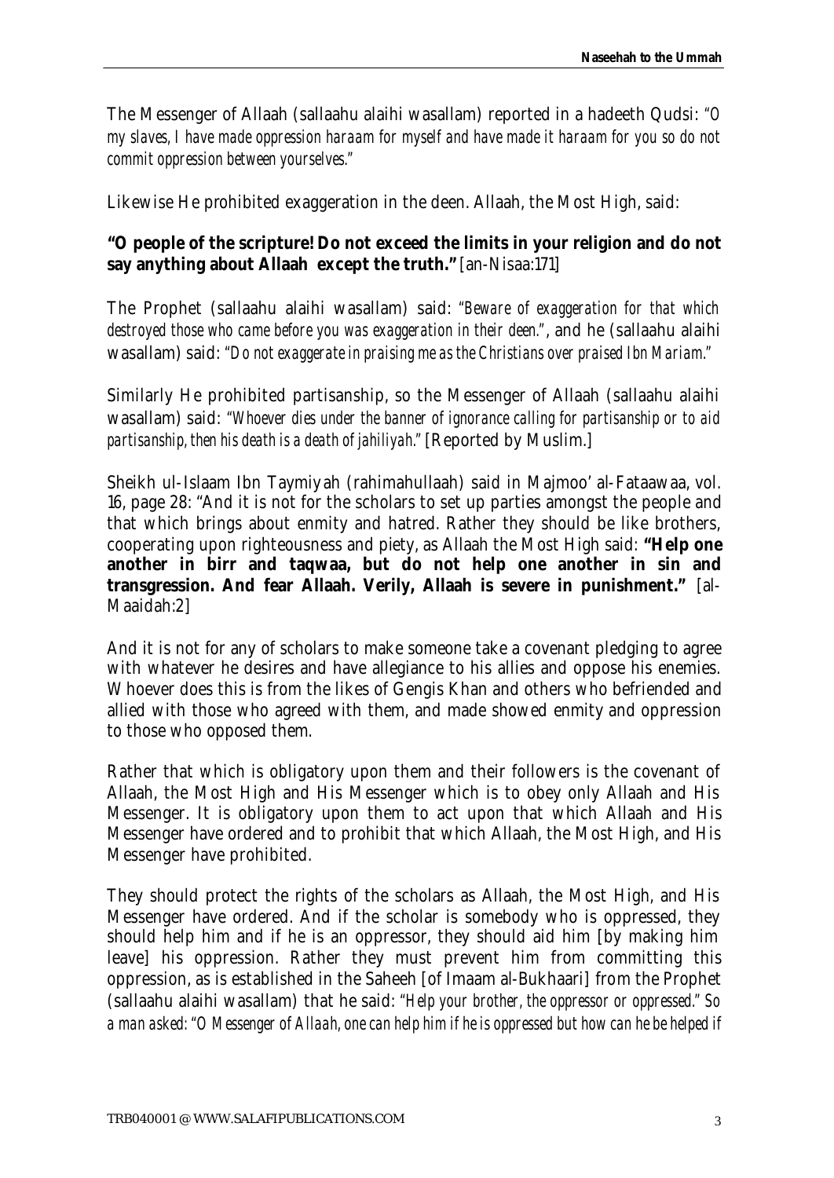The Messenger of Allaah (sallaahu alaihi wasallam) reported in a hadeeth Qudsi: *"O my slaves, I have made oppression haraam for myself and have made it haraam for you so do not commit oppression between yourselves."*

Likewise He prohibited exaggeration in the deen. Allaah, the Most High, said:

**"O people of the scripture! Do not exceed the limits in your religion and do not say anything about Allaah except the truth."** [an-Nisaa:171]

The Prophet (sallaahu alaihi wasallam) said: *"Beware of exaggeration for that which destroyed those who came before you was exaggeration in their deen."*, and he (sallaahu alaihi wasallam) said: *"Do not exaggerate in praising me as the Christians over praised Ibn Mariam."*

Similarly He prohibited partisanship, so the Messenger of Allaah (sallaahu alaihi wasallam) said: *"Whoever dies under the banner of ignorance calling for partisanship or to aid partisanship, then his death is a death of jahiliyah."* [Reported by Muslim.]

Sheikh ul-Islaam Ibn Taymiyah (rahimahullaah) said in Majmoo' al-Fataawaa, vol. 16, page 28: "And it is not for the scholars to set up parties amongst the people and that which brings about enmity and hatred. Rather they should be like brothers, cooperating upon righteousness and piety, as Allaah the Most High said: **"Help one another in birr and taqwaa, but do not help one another in sin and transgression. And fear Allaah. Verily, Allaah is severe in punishment."** [al-Maaidah:2]

And it is not for any of scholars to make someone take a covenant pledging to agree with whatever he desires and have allegiance to his allies and oppose his enemies. Whoever does this is from the likes of Gengis Khan and others who befriended and allied with those who agreed with them, and made showed enmity and oppression to those who opposed them.

Rather that which is obligatory upon them and their followers is the covenant of Allaah, the Most High and His Messenger which is to obey only Allaah and His Messenger. It is obligatory upon them to act upon that which Allaah and His Messenger have ordered and to prohibit that which Allaah, the Most High, and His Messenger have prohibited.

They should protect the rights of the scholars as Allaah, the Most High, and His Messenger have ordered. And if the scholar is somebody who is oppressed, they should help him and if he is an oppressor, they should aid him [by making him leave] his oppression. Rather they must prevent him from committing this oppression, as is established in the Saheeh [of Imaam al-Bukhaari] from the Prophet (sallaahu alaihi wasallam) that he said: *"Help your brother, the oppressor or oppressed." So a man asked: "O Messenger of Allaah, one can help him if he is oppressed but how can he be helped if*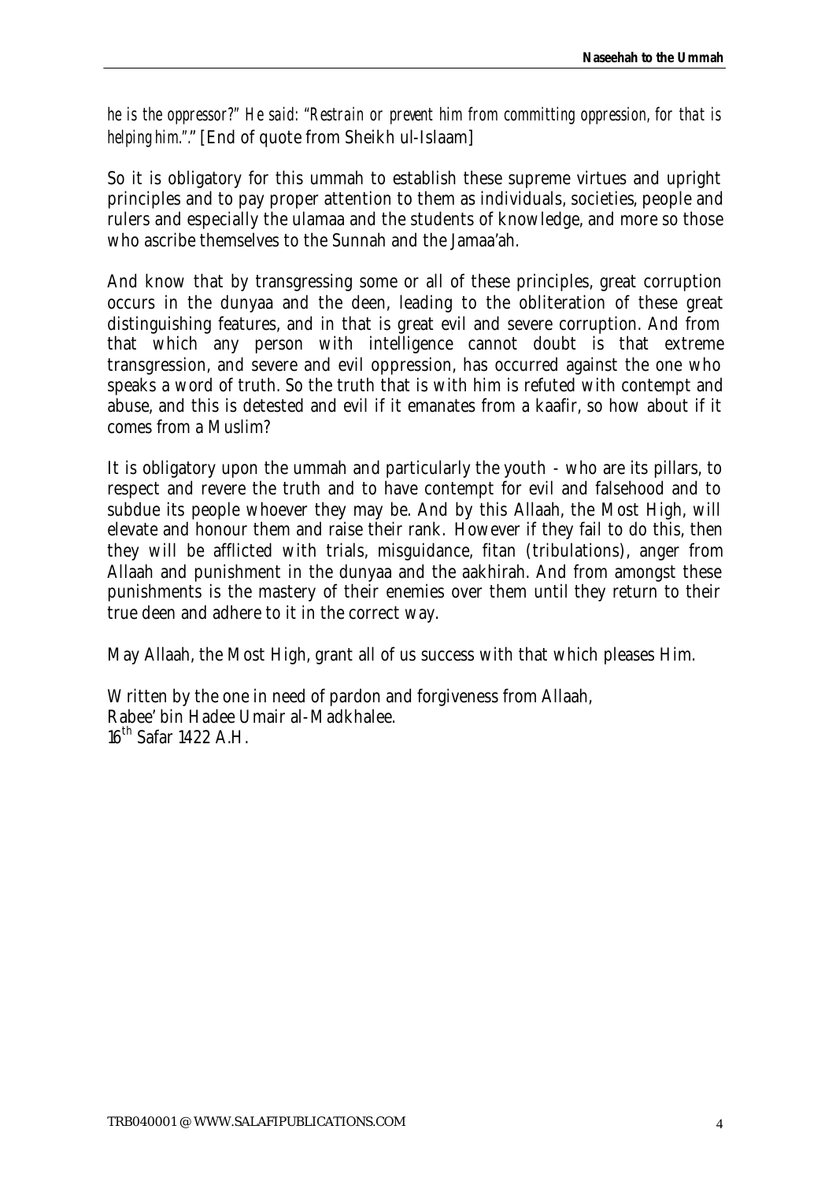*he is the oppressor?" He said: "Restrain or prevent him from committing oppression, for that is helping him."*." [End of quote from Sheikh ul-Islaam]

So it is obligatory for this ummah to establish these supreme virtues and upright principles and to pay proper attention to them as individuals, societies, people and rulers and especially the ulamaa and the students of knowledge, and more so those who ascribe themselves to the Sunnah and the Jamaa'ah.

And know that by transgressing some or all of these principles, great corruption occurs in the dunyaa and the deen, leading to the obliteration of these great distinguishing features, and in that is great evil and severe corruption. And from that which any person with intelligence cannot doubt is that extreme transgression, and severe and evil oppression, has occurred against the one who speaks a word of truth. So the truth that is with him is refuted with contempt and abuse, and this is detested and evil if it emanates from a kaafir, so how about if it comes from a Muslim?

It is obligatory upon the ummah and particularly the youth - who are its pillars, to respect and revere the truth and to have contempt for evil and falsehood and to subdue its people whoever they may be. And by this Allaah, the Most High, will elevate and honour them and raise their rank. However if they fail to do this, then they will be afflicted with trials, misguidance, fitan (tribulations), anger from Allaah and punishment in the dunyaa and the aakhirah. And from amongst these punishments is the mastery of their enemies over them until they return to their true deen and adhere to it in the correct way.

May Allaah, the Most High, grant all of us success with that which pleases Him.

Written by the one in need of pardon and forgiveness from Allaah,
Rabee' bin Hadee Umair al-Madkhalee.
16th Safar 1422 A.H.